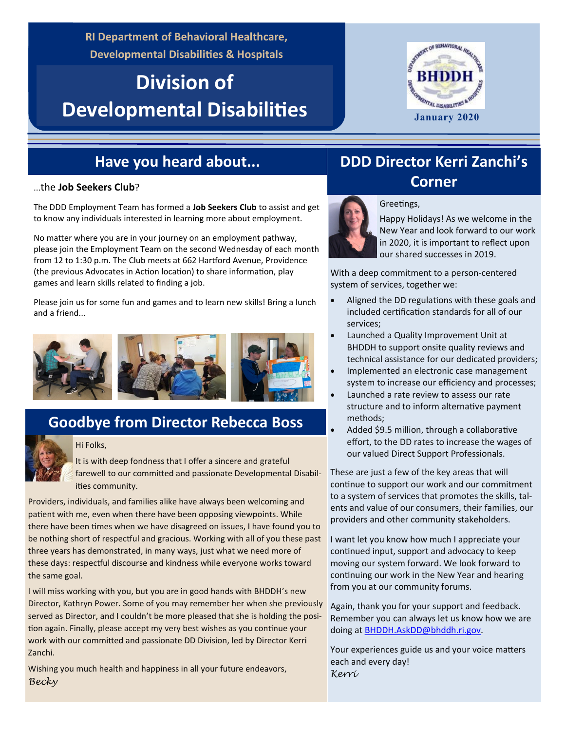RI Department of Behavioral Healthcare, Developmental Disabilities & Hospitals

# Division of Developmental Disabilities

January 2020

## Have you heard about...

…the **Job Seekers Club**?

The DDD Employment Team has formed a **Job Seekers Club** to assist and get to know any individuals interested in learning more about employment.

No matter where you are in your journey on an employment pathway, please join the Employment Team on the second Wednesday of each month from 12 to 1:30 p.m. The Club meets at 662 Hartford Avenue, Providence (the previous Advocates in Action location) to share information, play games and learn skills related to finding a job.

Please join us for some fun and games and to learn new skills! Bring a lunch and a friend...

## Goodbye from Director Rebecca Boss

Hi Folks,

It is with deep fondness that I offer a sincere and grateful farewell to our committed and passionate Developmental Disabilities community.

Providers, individuals, and families alike have always been welcoming and patient with me, even when there have been opposing viewpoints. While there have been times when we have disagreed on issues, I have found you to be nothing short of respectful and gracious. Working with all of you these past three years has demonstrated, in many ways, just what we need more of these days: respectful discourse and kindness while everyone works toward the same goal.

I will miss working with you, but you are in good hands with BHDDH's new Director, Kathryn Power. Some of you may remember her when she previously served as Director, and I couldn't be more pleased that she is holding the position again. Finally, please accept my very best wishes as you continue your work with our committed and passionate DD Division, led by Director Kerri Zanchi.

Wishing you much health and happiness in all your future endeavors,

*Becky*

## DDD Director Kerri Zanchi's Corner

Greetings,

Happy Holidays! As we welcome in the New Year and look forward to our work in 2020, it is important to reflect upon our shared successes in 2019.

With a deep commitment to a person-centered system of services, together we:

- Aligned the DD regulations with these goals and included certification standards for all of our services;
- Launched a Quality Improvement Unit at BHDDH to support onsite quality reviews and technical assistance for our dedicated providers;
- Implemented an electronic case management system to increase our efficiency and processes;
- Launched a rate review to assess our rate structure and to inform alternative payment methods;
- Added $9.5 million, through a collaborative effort, to the DD rates to increase the wages of our valued Direct Support Professionals.

These are just a few of the key areas that will continue to support our work and our commitment to a system of services that promotes the skills, talents and value of our consumers, their families, our providers and other community stakeholders.

I want let you know how much I appreciate your continued input, support and advocacy to keep moving our system forward. We look forward to continuing our work in the New Year and hearing from you at our community forums.

Again, thank you for your support and feedback. Remember you can always let us know how we are doing at BHDDH.AskDD@bhddh.ri.gov.

Your experiences guide us and your voice matters each and every day!

*Kerri*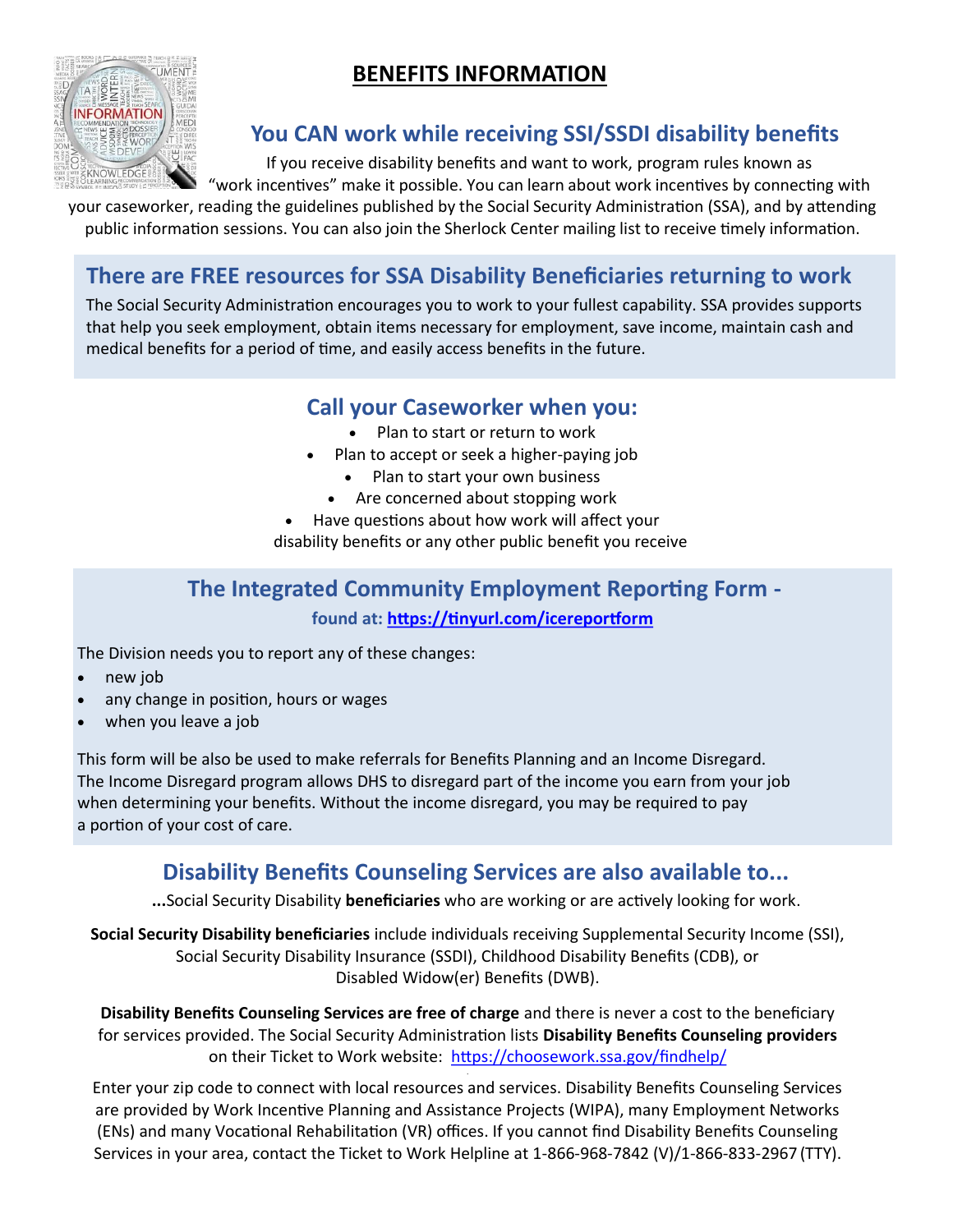# BENEFITS INFORMATION

## You CAN work while receiving SSI/SSDI disability benefits

If you receive disability benefits and want to work, program rules known as "work incentives" make it possible. You can learn about work incentives by connecting with your caseworker, reading the guidelines published by the Social Security Administration (SSA), and by attending public information sessions. You can also join the Sherlock Center mailing list to receive timely information.

## There are FREE resources for SSA Disability Beneficiaries returning to work

The Social Security Administration encourages you to work to your fullest capability. SSA provides supports that help you seek employment, obtain items necessary for employment, save income, maintain cash and medical benefits for a period of time, and easily access benefits in the future.

## Call your Caseworker when you:

- Plan to start or return to work
- Plan to accept or seek a higher-paying job
- Plan to start your own business
- Are concerned about stopping work
- Have questions about how work will affect your disability benefits or any other public benefit you receive

## The Integrated Community Employment Reporting Form -

**found at: [https://tinyurl.com/icereportform](https://tinyurl.com/icereportform)**

The Division needs you to report any of these changes:

- new job
- any change in position, hours or wages
- when you leave a job

This form will be also be used to make referrals for Benefits Planning and an Income Disregard. The Income Disregard program allows DHS to disregard part of the income you earn from your job when determining your benefits. Without the income disregard, you may be required to pay a portion of your cost of care.

## Disability Benefits Counseling Services are also available to...

**...**Social Security Disability **beneficiaries** who are working or are actively looking for work.

**Social Security Disability beneficiaries** include individuals receiving Supplemental Security Income (SSI), Social Security Disability Insurance (SSDI), Childhood Disability Benefits (CDB), or Disabled Widow(er) Benefits (DWB).

**Disability Benefits Counseling Services are free of charge** and there is never a cost to the beneficiary for services provided. The Social Security Administration lists **Disability Benefits Counseling providers** on their Ticket to Work website: [https://choosework.ssa.gov/findhelp/](https://choosework.ssa.gov/findhelp/)

Enter your zip code to connect with local resources and services. Disability Benefits Counseling Services are provided by Work Incentive Planning and Assistance Projects (WIPA), many Employment Networks (ENs) and many Vocational Rehabilitation (VR) offices. If you cannot find Disability Benefits Counseling Services in your area, contact the Ticket to Work Helpline at 1-866-968-7842 (V)/1-866-833-2967 (TTY).